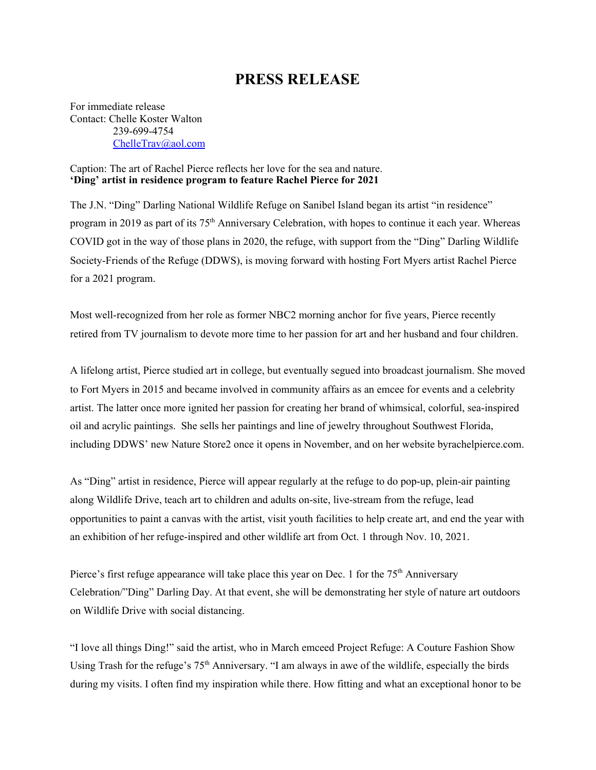# PRESS RELEASE

For immediate release
Contact: Chelle Koster Walton
239-699-4754
ChelleTrav@aol.com

Caption: The art of Rachel Pierce reflects her love for the sea and nature.
**'Ding' artist in residence program to feature Rachel Pierce for 2021**

The J.N. "Ding" Darling National Wildlife Refuge on Sanibel Island began its artist "in residence" program in 2019 as part of its 75th Anniversary Celebration, with hopes to continue it each year. Whereas COVID got in the way of those plans in 2020, the refuge, with support from the "Ding" Darling Wildlife Society-Friends of the Refuge (DDWS), is moving forward with hosting Fort Myers artist Rachel Pierce for a 2021 program.

Most well-recognized from her role as former NBC2 morning anchor for five years, Pierce recently retired from TV journalism to devote more time to her passion for art and her husband and four children.

A lifelong artist, Pierce studied art in college, but eventually segued into broadcast journalism. She moved to Fort Myers in 2015 and became involved in community affairs as an emcee for events and a celebrity artist. The latter once more ignited her passion for creating her brand of whimsical, colorful, sea-inspired oil and acrylic paintings. She sells her paintings and line of jewelry throughout Southwest Florida, including DDWS' new Nature Store2 once it opens in November, and on her website byrachelpierce.com.

As "Ding" artist in residence, Pierce will appear regularly at the refuge to do pop-up, plein-air painting along Wildlife Drive, teach art to children and adults on-site, live-stream from the refuge, lead opportunities to paint a canvas with the artist, visit youth facilities to help create art, and end the year with an exhibition of her refuge-inspired and other wildlife art from Oct. 1 through Nov. 10, 2021.

Pierce's first refuge appearance will take place this year on Dec. 1 for the 75th Anniversary Celebration/"Ding" Darling Day. At that event, she will be demonstrating her style of nature art outdoors on Wildlife Drive with social distancing.

"I love all things Ding!" said the artist, who in March emceed Project Refuge: A Couture Fashion Show Using Trash for the refuge's 75th Anniversary. "I am always in awe of the wildlife, especially the birds during my visits. I often find my inspiration while there. How fitting and what an exceptional honor to be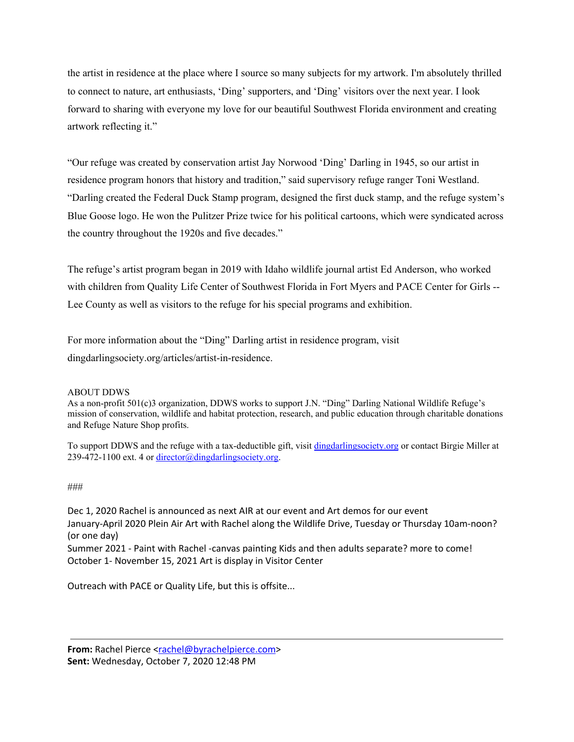the artist in residence at the place where I source so many subjects for my artwork. I'm absolutely thrilled to connect to nature, art enthusiasts, 'Ding' supporters, and 'Ding' visitors over the next year. I look forward to sharing with everyone my love for our beautiful Southwest Florida environment and creating artwork reflecting it."

"Our refuge was created by conservation artist Jay Norwood 'Ding' Darling in 1945, so our artist in residence program honors that history and tradition," said supervisory refuge ranger Toni Westland. "Darling created the Federal Duck Stamp program, designed the first duck stamp, and the refuge system's Blue Goose logo. He won the Pulitzer Prize twice for his political cartoons, which were syndicated across the country throughout the 1920s and five decades."

The refuge's artist program began in 2019 with Idaho wildlife journal artist Ed Anderson, who worked with children from Quality Life Center of Southwest Florida in Fort Myers and PACE Center for Girls -- Lee County as well as visitors to the refuge for his special programs and exhibition.

For more information about the "Ding" Darling artist in residence program, visit dingdarlingsociety.org/articles/artist-in-residence.

ABOUT DDWS
As a non-profit 501(c)3 organization, DDWS works to support J.N. "Ding" Darling National Wildlife Refuge's mission of conservation, wildlife and habitat protection, research, and public education through charitable donations and Refuge Nature Shop profits.

To support DDWS and the refuge with a tax-deductible gift, visit dingdarlingsociety.org or contact Birgie Miller at 239-472-1100 ext. 4 or director@dingdarlingsociety.org.

###

Dec 1, 2020 Rachel is announced as next AIR at our event and Art demos for our event
January-April 2020 Plein Air Art with Rachel along the Wildlife Drive, Tuesday or Thursday 10am-noon? (or one day)
Summer 2021 - Paint with Rachel -canvas painting Kids and then adults separate? more to come!
October 1- November 15, 2021 Art is display in Visitor Center

Outreach with PACE or Quality Life, but this is offsite...

---

**From:** Rachel Pierce <rachel@byrachelpierce.com>
**Sent:** Wednesday, October 7, 2020 12:48 PM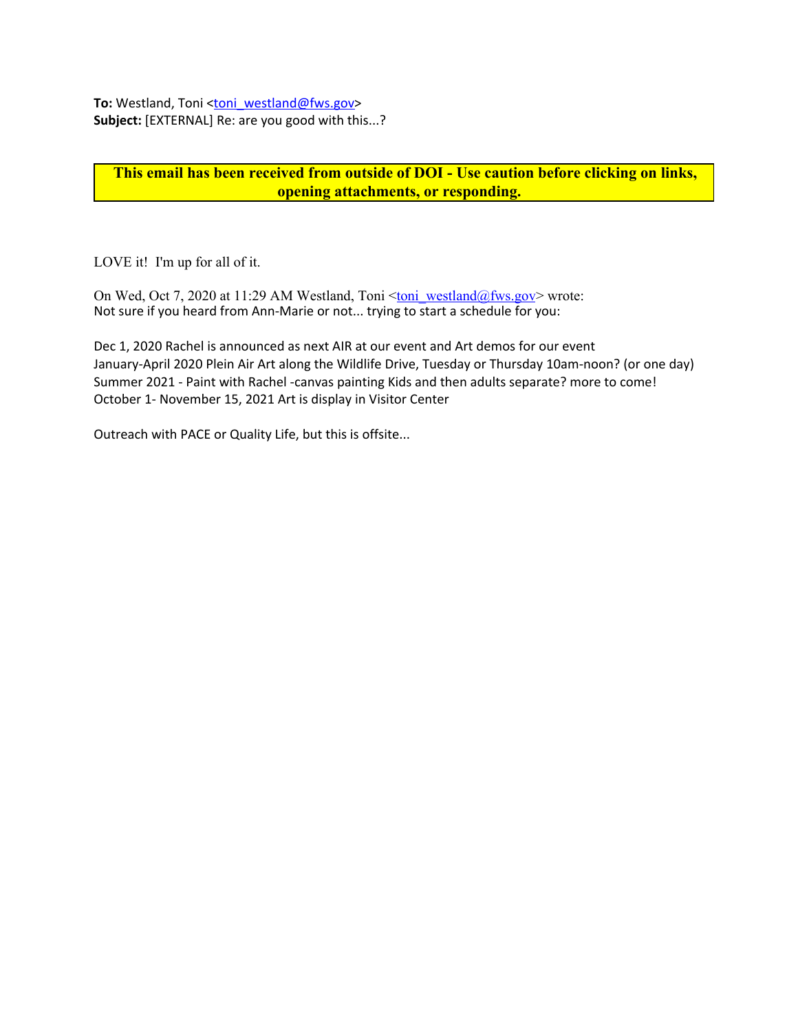**To:** Westland, Toni <toni_westland@fws.gov>
**Subject:** [EXTERNAL] Re: are you good with this...?

**This email has been received from outside of DOI - Use caution before clicking on links, opening attachments, or responding.**

LOVE it! I'm up for all of it.

On Wed, Oct 7, 2020 at 11:29 AM Westland, Toni <toni_westland@fws.gov> wrote:
Not sure if you heard from Ann-Marie or not... trying to start a schedule for you:

Dec 1, 2020 Rachel is announced as next AIR at our event and Art demos for our event
January-April 2020 Plein Air Art along the Wildlife Drive, Tuesday or Thursday 10am-noon? (or one day)
Summer 2021 - Paint with Rachel -canvas painting Kids and then adults separate? more to come!
October 1- November 15, 2021 Art is display in Visitor Center

Outreach with PACE or Quality Life, but this is offsite...